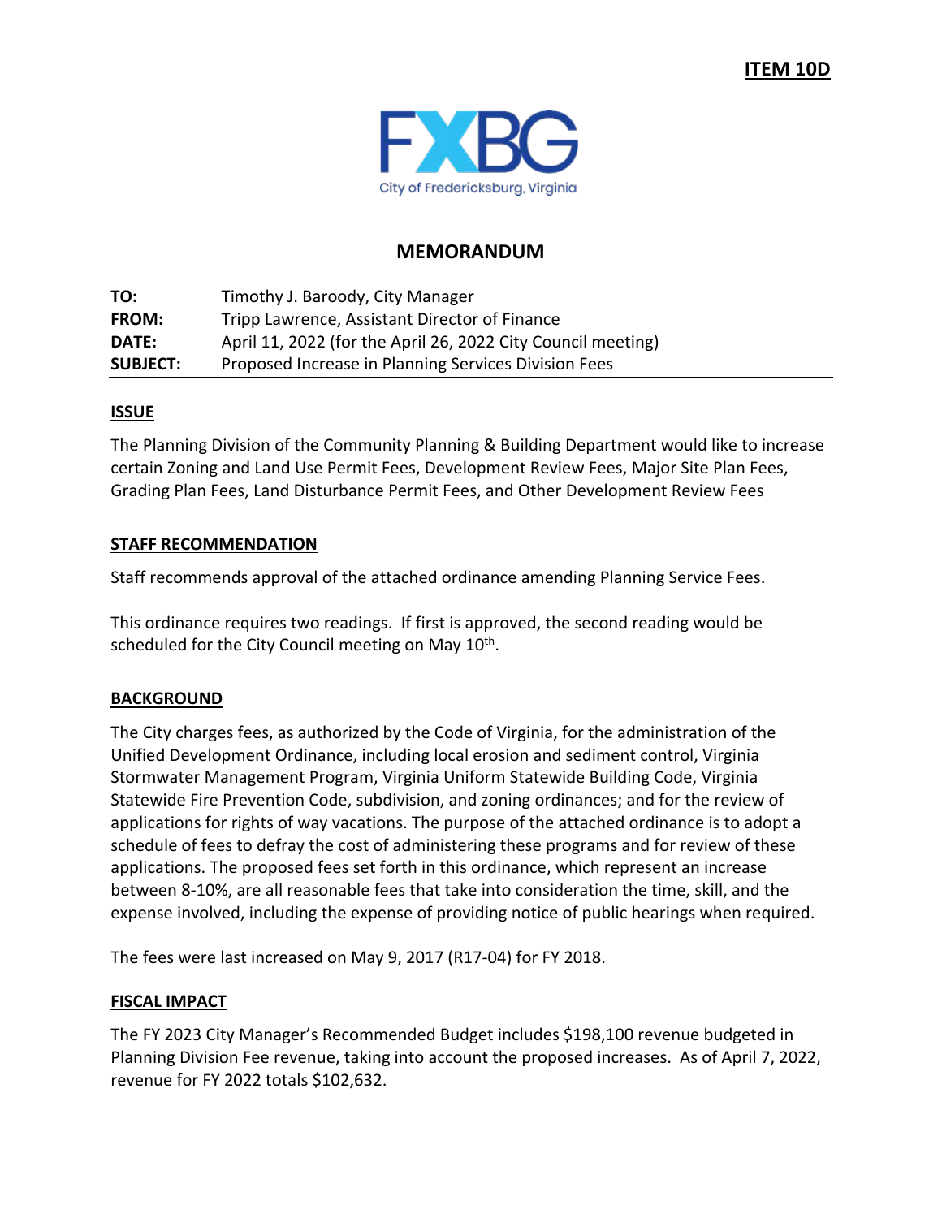**ITEM 10D**

City of Fredericksburg, Virginia

## MEMORANDUM

| | |
|---|---|
| **TO:** | Timothy J. Baroody, City Manager |
| **FROM:** | Tripp Lawrence, Assistant Director of Finance |
| **DATE:** | April 11, 2022 (for the April 26, 2022 City Council meeting) |
| **SUBJECT:** | Proposed Increase in Planning Services Division Fees |

### ISSUE

The Planning Division of the Community Planning & Building Department would like to increase certain Zoning and Land Use Permit Fees, Development Review Fees, Major Site Plan Fees, Grading Plan Fees, Land Disturbance Permit Fees, and Other Development Review Fees

### STAFF RECOMMENDATION

Staff recommends approval of the attached ordinance amending Planning Service Fees.

This ordinance requires two readings. If first is approved, the second reading would be scheduled for the City Council meeting on May 10th.

### BACKGROUND

The City charges fees, as authorized by the Code of Virginia, for the administration of the Unified Development Ordinance, including local erosion and sediment control, Virginia Stormwater Management Program, Virginia Uniform Statewide Building Code, Virginia Statewide Fire Prevention Code, subdivision, and zoning ordinances; and for the review of applications for rights of way vacations. The purpose of the attached ordinance is to adopt a schedule of fees to defray the cost of administering these programs and for review of these applications. The proposed fees set forth in this ordinance, which represent an increase between 8-10%, are all reasonable fees that take into consideration the time, skill, and the expense involved, including the expense of providing notice of public hearings when required.

The fees were last increased on May 9, 2017 (R17-04) for FY 2018.

### FISCAL IMPACT

The FY 2023 City Manager's Recommended Budget includes $198,100 revenue budgeted in Planning Division Fee revenue, taking into account the proposed increases. As of April 7, 2022, revenue for FY 2022 totals $102,632.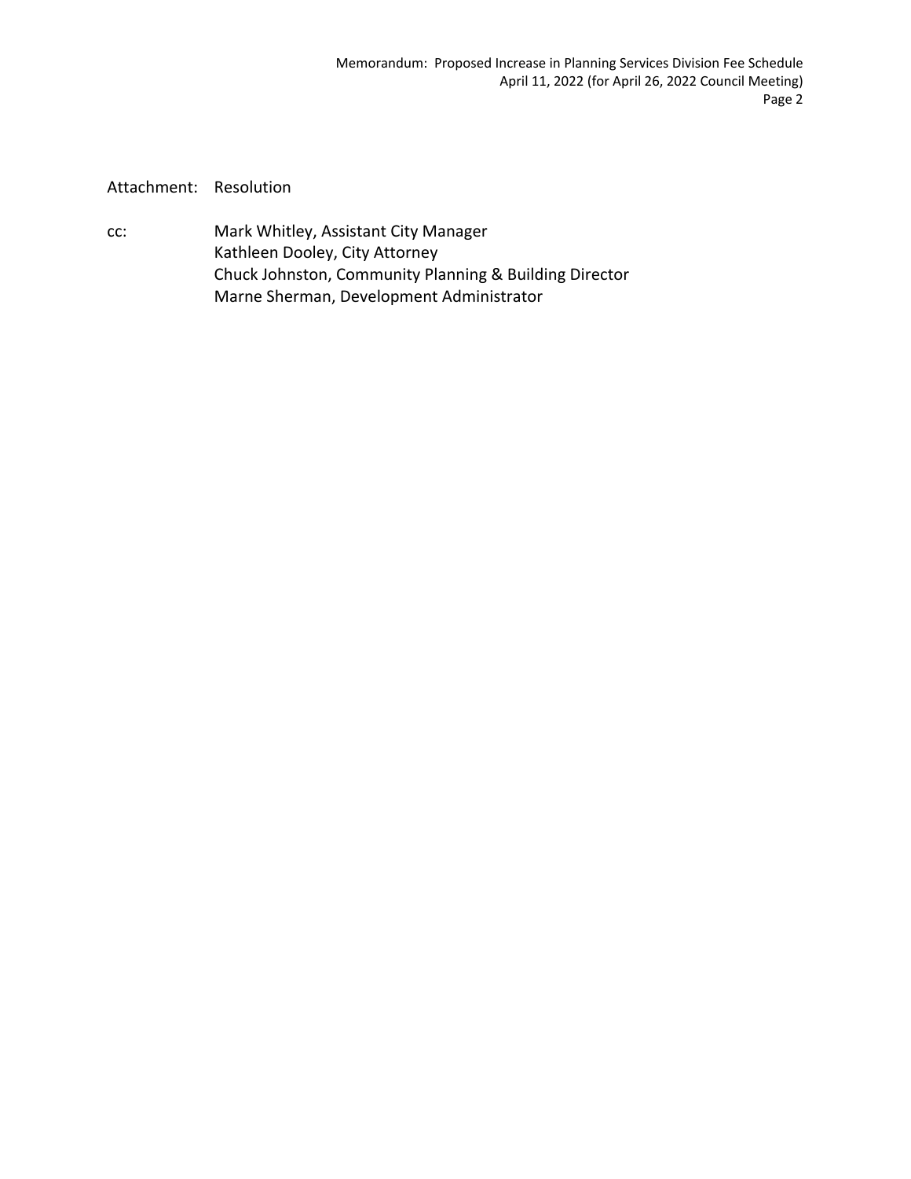Attachment: Resolution

cc: Mark Whitley, Assistant City Manager
Kathleen Dooley, City Attorney
Chuck Johnston, Community Planning & Building Director
Marne Sherman, Development Administrator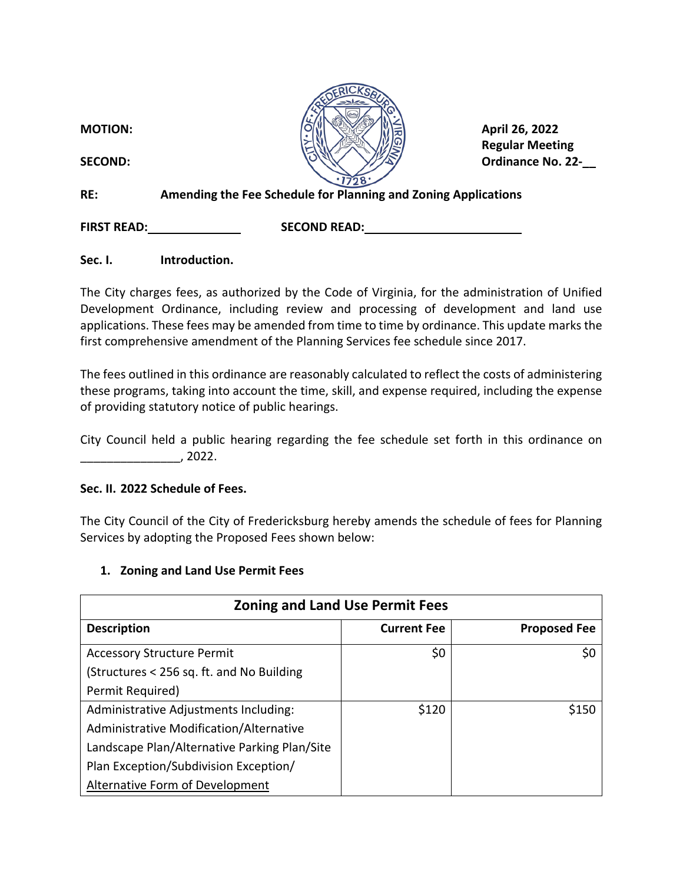**MOTION:**

**SECOND:**

**April 26, 2022**
**Regular Meeting**
**Ordinance No. 22-__**

**RE: Amending the Fee Schedule for Planning and Zoning Applications**

**FIRST READ:**______________ **SECOND READ:**______________________

**Sec. I. Introduction.**

The City charges fees, as authorized by the Code of Virginia, for the administration of Unified Development Ordinance, including review and processing of development and land use applications. These fees may be amended from time to time by ordinance. This update marks the first comprehensive amendment of the Planning Services fee schedule since 2017.

The fees outlined in this ordinance are reasonably calculated to reflect the costs of administering these programs, taking into account the time, skill, and expense required, including the expense of providing statutory notice of public hearings.

City Council held a public hearing regarding the fee schedule set forth in this ordinance on _______________, 2022.

**Sec. II. 2022 Schedule of Fees.**

The City Council of the City of Fredericksburg hereby amends the schedule of fees for Planning Services by adopting the Proposed Fees shown below:

1. **Zoning and Land Use Permit Fees**

| **Zoning and Land Use Permit Fees** | | |
|---|---|---|
| **Description** | **Current Fee** | **Proposed Fee** |
| Accessory Structure Permit (Structures < 256 sq. ft. and No Building Permit Required) | $0 | $0 |
| Administrative Adjustments Including: Administrative Modification/Alternative Landscape Plan/Alternative Parking Plan/Site Plan Exception/Subdivision Exception/ <u>Alternative Form of Development</u> | $120 | $150 |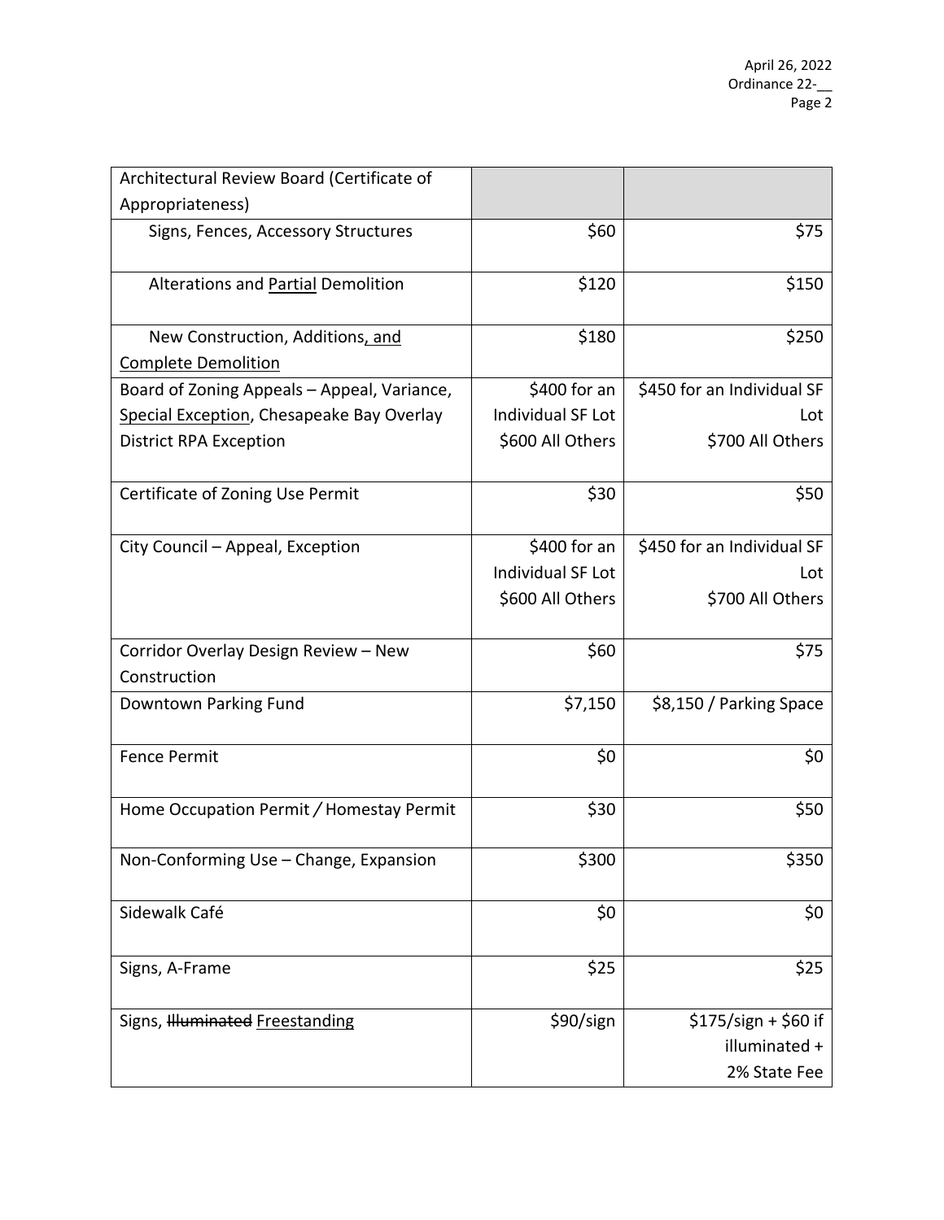| Architectural Review Board (Certificate of Appropriateness) | | |
|---|---|---|
| Signs, Fences, Accessory Structures | \$60 | \$75 |
| Alterations and <u>Partial</u> Demolition | \$120 | \$150 |
| New Construction, Additions<u>, and Complete Demolition</u> | \$180 | \$250 |
| Board of Zoning Appeals – Appeal, Variance, <u>Special Exception</u>, Chesapeake Bay Overlay District RPA Exception | \$400 for an Individual SF Lot<br>\$600 All Others | \$450 for an Individual SF Lot<br>\$700 All Others |
| Certificate of Zoning Use Permit | \$30 | \$50 |
| City Council – Appeal, Exception | \$400 for an Individual SF Lot<br>\$600 All Others | \$450 for an Individual SF Lot<br>\$700 All Others |
| Corridor Overlay Design Review – New Construction | \$60 | \$75 |
| Downtown Parking Fund | \$7,150 | \$8,150 / Parking Space |
| Fence Permit | \$0 | \$0 |
| Home Occupation Permit / Homestay Permit | \$30 | \$50 |
| Non-Conforming Use – Change, Expansion | \$300 | \$350 |
| Sidewalk Café | \$0 | \$0 |
| Signs, A-Frame | \$25 | \$25 |
| Signs, ~~Illuminated~~ <u>Freestanding</u> | \$90/sign | \$175/sign + \$60 if illuminated + 2% State Fee |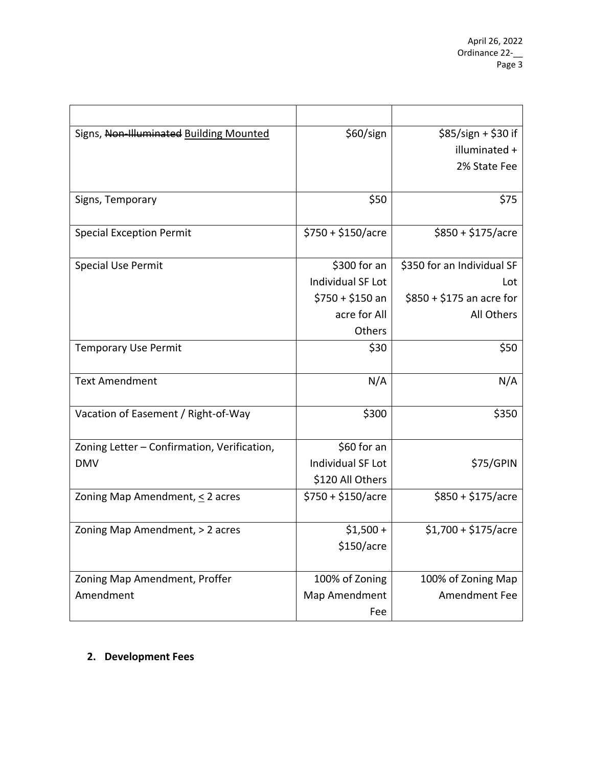| | | |
|---|---|---|
| Signs, ~~Non-Illuminated~~ <u>Building Mounted</u> | \$60/sign | \$85/sign + \$30 if illuminated + 2% State Fee |
| Signs, Temporary | \$50 | \$75 |
| Special Exception Permit | \$750 + \$150/acre | \$850 + \$175/acre |
| Special Use Permit | \$300 for an Individual SF Lot<br>\$750 + \$150 an acre for All Others | \$350 for an Individual SF Lot<br>\$850 + \$175 an acre for All Others |
| Temporary Use Permit | \$30 | \$50 |
| Text Amendment | N/A | N/A |
| Vacation of Easement / Right-of-Way | \$300 | \$350 |
| Zoning Letter – Confirmation, Verification, DMV | \$60 for an Individual SF Lot<br>\$120 All Others | \$75/GPIN |
| Zoning Map Amendment, $\leq$ 2 acres | \$750 + \$150/acre | \$850 + \$175/acre |
| Zoning Map Amendment, > 2 acres | \$1,500 + \$150/acre | \$1,700 + \$175/acre |
| Zoning Map Amendment, Proffer Amendment | 100% of Zoning Map Amendment Fee | 100% of Zoning Map Amendment Fee |

**2. Development Fees**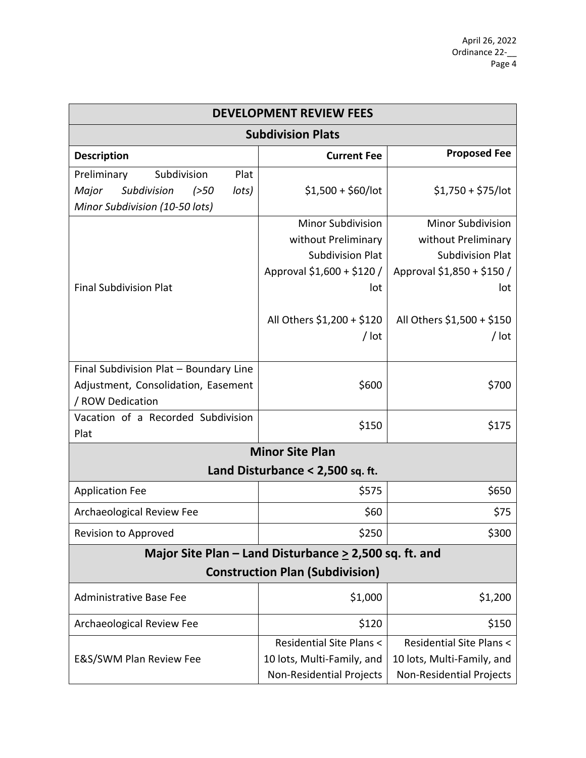| DEVELOPMENT REVIEW FEES | | |
|---|---|---|
| **Subdivision Plats** | | |
| **Description** | **Current Fee** | **Proposed Fee** |
| Preliminary Subdivision Plat *Major Subdivision (>50 lots)* *Minor Subdivision (10-50 lots)* | $1,500 + $60/lot | $1,750 + $75/lot |
| Final Subdivision Plat | Minor Subdivision without Preliminary Subdivision Plat Approval $1,600 + $120 / lot<br><br>All Others $1,200 + $120 / lot | Minor Subdivision without Preliminary Subdivision Plat Approval $1,850 + $150 / lot<br><br>All Others $1,500 + $150 / lot |
| Final Subdivision Plat – Boundary Line Adjustment, Consolidation, Easement / ROW Dedication | $600 | $700 |
| Vacation of a Recorded Subdivision Plat | $150 | $175 |
| **Minor Site Plan Land Disturbance < 2,500 sq. ft.** | | |
| Application Fee | $575 | $650 |
| Archaeological Review Fee | $60 | $75 |
| Revision to Approved | $250 | $300 |
| **Major Site Plan – Land Disturbance ≥ 2,500 sq. ft. and Construction Plan (Subdivision)** | | |
| Administrative Base Fee | $1,000 | $1,200 |
| Archaeological Review Fee | $120 | $150 |
| E&S/SWM Plan Review Fee | Residential Site Plans < 10 lots, Multi-Family, and Non-Residential Projects | Residential Site Plans < 10 lots, Multi-Family, and Non-Residential Projects |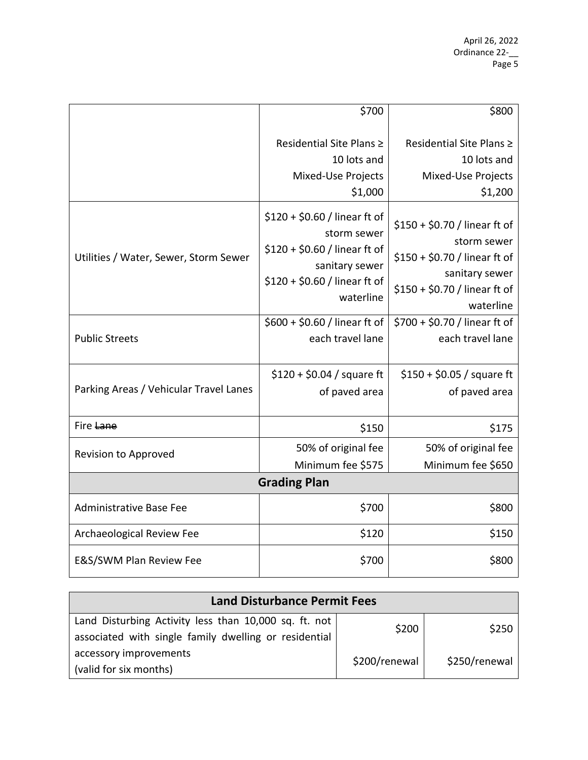| | | |
|---|---|---|
| | $700<br><br>Residential Site Plans ≥ 10 lots and Mixed-Use Projects $1,000 | $800<br><br>Residential Site Plans ≥ 10 lots and Mixed-Use Projects $1,200 |
| Utilities / Water, Sewer, Storm Sewer | $120 + $0.60 / linear ft of storm sewer<br>$120 + $0.60 / linear ft of sanitary sewer<br>$120 + $0.60 / linear ft of waterline | $150 + $0.70 / linear ft of storm sewer<br>$150 + $0.70 / linear ft of sanitary sewer<br>$150 + $0.70 / linear ft of waterline |
| Public Streets | $600 + $0.60 / linear ft of each travel lane | $700 + $0.70 / linear ft of each travel lane |
| Parking Areas / Vehicular Travel Lanes | $120 + $0.04 / square ft of paved area | $150 + $0.05 / square ft of paved area |
| Fire ~~Lane~~ | $150 | $175 |
| Revision to Approved | 50% of original fee<br>Minimum fee $575 | 50% of original fee<br>Minimum fee $650 |
| **Grading Plan** | | |
| Administrative Base Fee | $700 | $800 |
| Archaeological Review Fee | $120 | $150 |
| E&S/SWM Plan Review Fee | $700 | $800 |

| **Land Disturbance Permit Fees** | | |
|---|---|---|
| Land Disturbing Activity less than 10,000 sq. ft. not associated with single family dwelling or residential accessory improvements<br>(valid for six months) | $200<br><br>$200/renewal | $250<br><br>$250/renewal |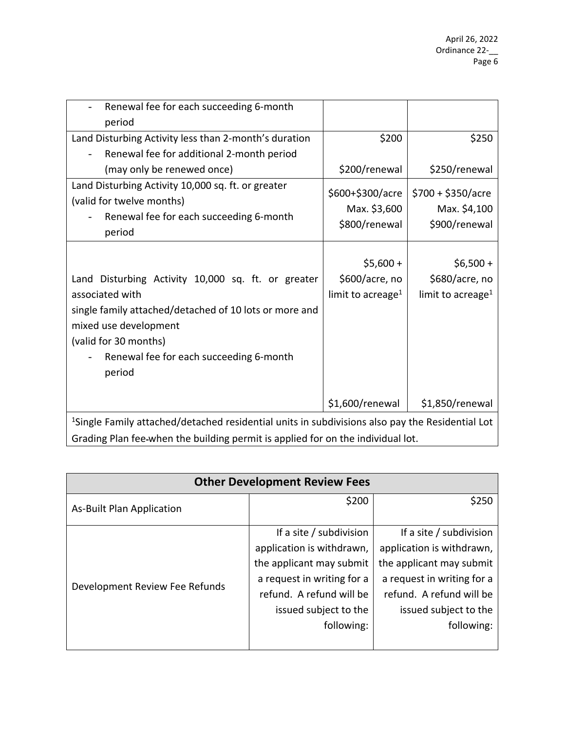| | | |
|---|---|---|
| - Renewal fee for each succeeding 6-month period | | |
| Land Disturbing Activity less than 2-month's duration<br>- Renewal fee for additional 2-month period (may only be renewed once) | \$200<br><br>\$200/renewal | \$250<br><br>\$250/renewal |
| Land Disturbing Activity 10,000 sq. ft. or greater (valid for twelve months)<br>- Renewal fee for each succeeding 6-month period | \$600+\$300/acre<br>Max. \$3,600<br>\$800/renewal | \$700 + \$350/acre<br>Max. \$4,100<br>\$900/renewal |
| Land Disturbing Activity 10,000 sq. ft. or greater associated with single family attached/detached of 10 lots or more and mixed use development (valid for 30 months)<br>- Renewal fee for each succeeding 6-month period | \$5,600 + \$600/acre, no limit to acreage[1]<br><br>\$1,600/renewal | \$6,500 + \$680/acre, no limit to acreage[1]<br><br>\$1,850/renewal |
| [1]Single Family attached/detached residential units in subdivisions also pay the Residential Lot Grading Plan fee when the building permit is applied for on the individual lot. | | |

| Other Development Review Fees | | |
|---|---|---|
| As-Built Plan Application | \$200 | \$250 |
| Development Review Fee Refunds | If a site / subdivision application is withdrawn, the applicant may submit a request in writing for a refund. A refund will be issued subject to the following: | If a site / subdivision application is withdrawn, the applicant may submit a request in writing for a refund. A refund will be issued subject to the following: |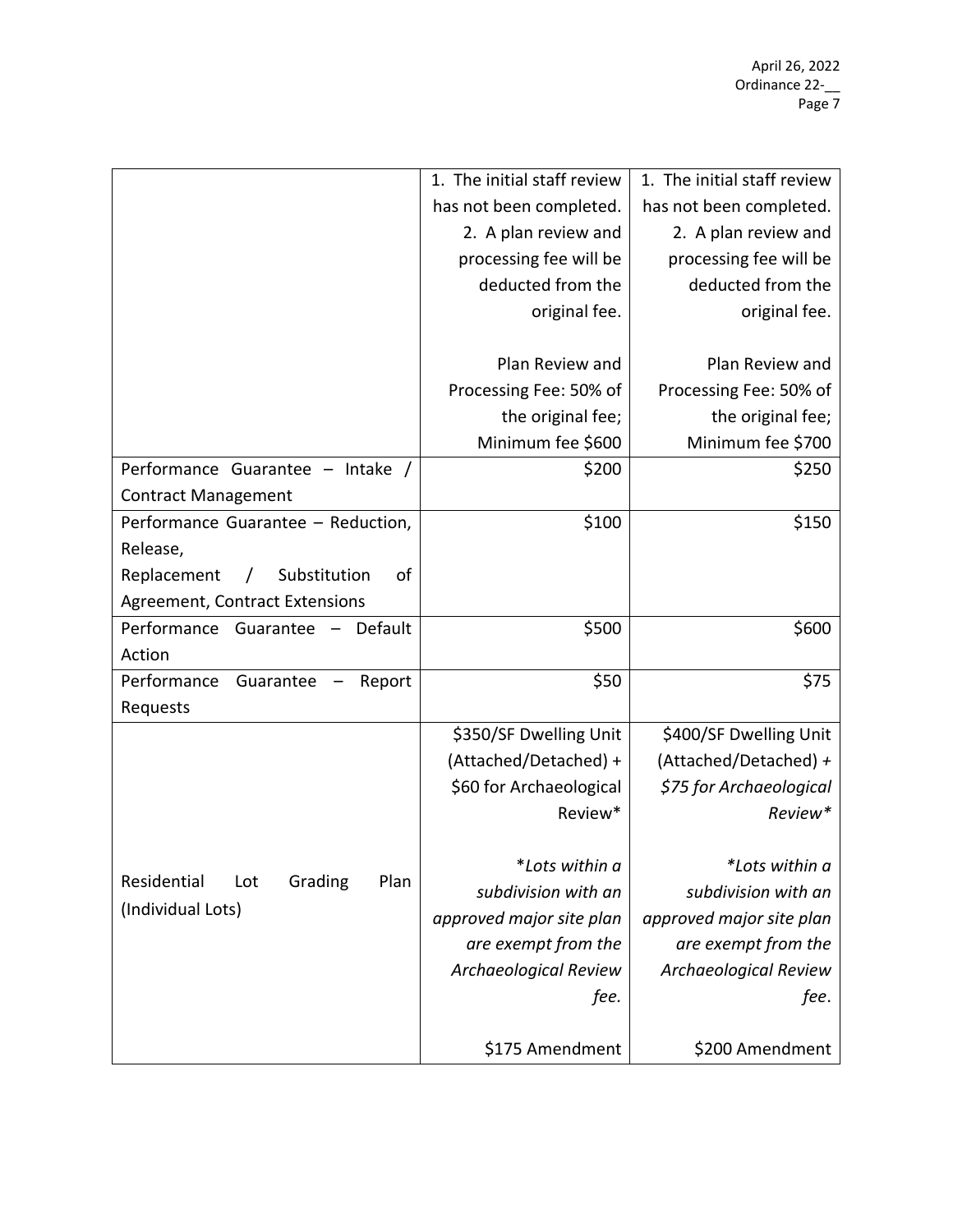| | | |
|---|---|---|
| | 1. The initial staff review has not been completed.<br>2. A plan review and processing fee will be deducted from the original fee.<br><br>Plan Review and Processing Fee: 50% of the original fee; Minimum fee $600 | 1. The initial staff review has not been completed.<br>2. A plan review and processing fee will be deducted from the original fee.<br><br>Plan Review and Processing Fee: 50% of the original fee; Minimum fee $700 |
| Performance Guarantee – Intake / Contract Management | $200 | $250 |
| Performance Guarantee – Reduction, Release,<br>Replacement / Substitution of Agreement, Contract Extensions | $100 | $150 |
| Performance Guarantee – Default Action | $500 | $600 |
| Performance Guarantee – Report Requests | $50 | $75 |
| Residential Lot Grading Plan (Individual Lots) | $350/SF Dwelling Unit (Attached/Detached) + $60 for Archaeological Review*<br><br>*\*Lots within a subdivision with an approved major site plan are exempt from the Archaeological Review fee.*<br><br>$175 Amendment | $400/SF Dwelling Unit (Attached/Detached) + *$75 for Archaeological Review\**<br><br>*\*Lots within a subdivision with an approved major site plan are exempt from the Archaeological Review fee*.<br><br>$200 Amendment |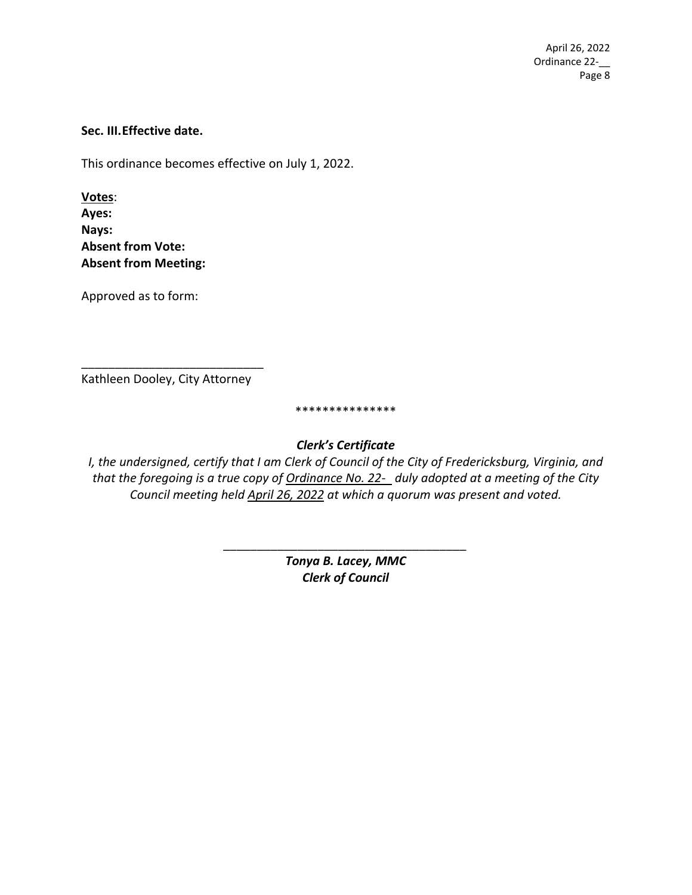**Sec. III. Effective date.**

This ordinance becomes effective on July 1, 2022.

**Votes**:
**Ayes:**
**Nays:**
**Absent from Vote:**
**Absent from Meeting:**

Approved as to form:

\_\_\_\_\_\_\_\_\_\_\_\_\_\_\_\_\_\_\_\_\_\_\_\_\_\_\_\_
Kathleen Dooley, City Attorney

***************

***Clerk's Certificate***

*I, the undersigned, certify that I am Clerk of Council of the City of Fredericksburg, Virginia, and that the foregoing is a true copy of Ordinance No. 22-\_\_ duly adopted at a meeting of the City Council meeting held April 26, 2022 at which a quorum was present and voted.*

\_\_\_\_\_\_\_\_\_\_\_\_\_\_\_\_\_\_\_\_\_\_\_\_\_\_\_\_\_\_\_\_\_\_\_\_\_\_\_
***Tonya B. Lacey, MMC***
***Clerk of Council***